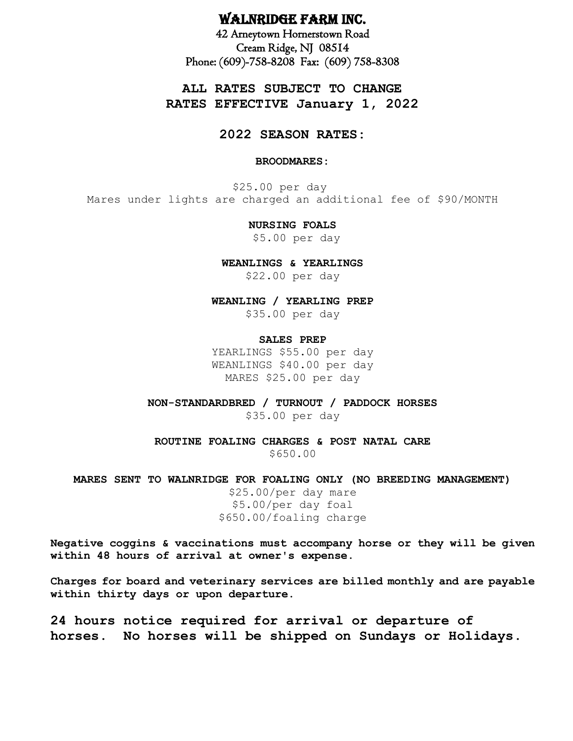# WALNRIDGE FARM INC.

42 Arneytown Hornerstown Road
Cream Ridge, NJ 08514
Phone: (609)-758-8208 Fax: (609) 758-8308

## ALL RATES SUBJECT TO CHANGE
## RATES EFFECTIVE January 1, 2022

## 2022 SEASON RATES:

**BROODMARES:**

$25.00 per day
Mares under lights are charged an additional fee of $90/MONTH

**NURSING FOALS**
$5.00 per day

**WEANLINGS & YEARLINGS**
$22.00 per day

**WEANLING / YEARLING PREP**
$35.00 per day

**SALES PREP**
YEARLINGS $55.00 per day
WEANLINGS $40.00 per day
MARES $25.00 per day

**NON-STANDARDBRED / TURNOUT / PADDOCK HORSES**
$35.00 per day

**ROUTINE FOALING CHARGES & POST NATAL CARE**
$650.00

**MARES SENT TO WALNRIDGE FOR FOALING ONLY (NO BREEDING MANAGEMENT)**
$25.00/per day mare
$5.00/per day foal
$650.00/foaling charge

**Negative coggins & vaccinations must accompany horse or they will be given within 48 hours of arrival at owner's expense.**

**Charges for board and veterinary services are billed monthly and are payable within thirty days or upon departure.**

**24 hours notice required for arrival or departure of horses. No horses will be shipped on Sundays or Holidays.**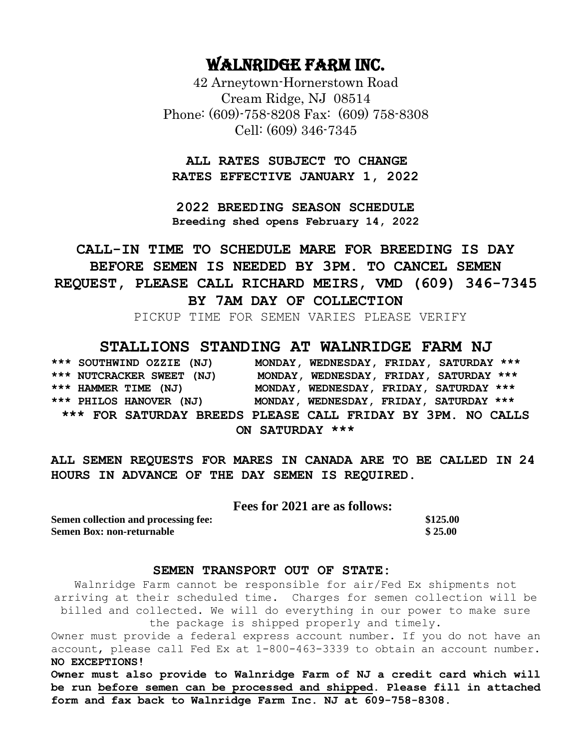# WALNRIDGE FARM INC.

42 Arneytown-Hornerstown Road
Cream Ridge, NJ 08514
Phone: (609)-758-8208 Fax: (609) 758-8308
Cell: (609) 346-7345

**ALL RATES SUBJECT TO CHANGE**
**RATES EFFECTIVE JANUARY 1, 2022**

**2022 BREEDING SEASON SCHEDULE**
**Breeding shed opens February 14, 2022**

## CALL-IN TIME TO SCHEDULE MARE FOR BREEDING IS DAY BEFORE SEMEN IS NEEDED BY 3PM. TO CANCEL SEMEN REQUEST, PLEASE CALL RICHARD MEIRS, VMD (609) 346-7345 BY 7AM DAY OF COLLECTION

PICKUP TIME FOR SEMEN VARIES PLEASE VERIFY

## STALLIONS STANDING AT WALNRIDGE FARM NJ

| | |
|---|---|
| *** SOUTHWIND OZZIE (NJ) | MONDAY, WEDNESDAY, FRIDAY, SATURDAY *** |
| *** NUTCRACKER SWEET (NJ) | MONDAY, WEDNESDAY, FRIDAY, SATURDAY *** |
| *** HAMMER TIME (NJ) | MONDAY, WEDNESDAY, FRIDAY, SATURDAY *** |
| *** PHILOS HANOVER (NJ) | MONDAY, WEDNESDAY, FRIDAY, SATURDAY *** |

**\*** FOR SATURDAY BREEDS PLEASE CALL FRIDAY BY 3PM. NO CALLS ON SATURDAY *****

**ALL SEMEN REQUESTS FOR MARES IN CANADA ARE TO BE CALLED IN 24 HOURS IN ADVANCE OF THE DAY SEMEN IS REQUIRED.**

**Fees for 2021 are as follows:**

| | |
|---|---|
| **Semen collection and processing fee:** | **$125.00** |
| **Semen Box: non-returnable** | **$ 25.00** |

### SEMEN TRANSPORT OUT OF STATE:

Walnridge Farm cannot be responsible for air/Fed Ex shipments not arriving at their scheduled time. Charges for semen collection will be billed and collected. We will do everything in our power to make sure the package is shipped properly and timely.

Owner must provide a federal express account number. If you do not have an account, please call Fed Ex at 1-800-463-3339 to obtain an account number. **NO EXCEPTIONS!**

**Owner must also provide to Walnridge Farm of NJ a credit card which will be run <u>before semen can be processed and shipped</u>. Please fill in attached form and fax back to Walnridge Farm Inc. NJ at 609-758-8308.**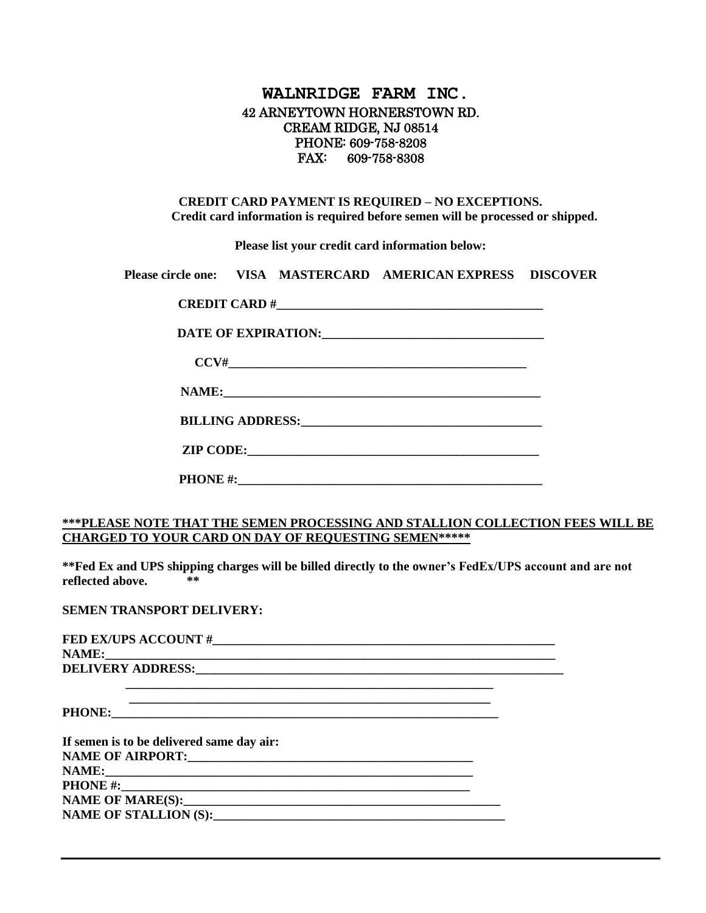# WALNRIDGE FARM INC.

42 ARNEYTOWN HORNERSTOWN RD.
CREAM RIDGE, NJ 08514
PHONE: 609-758-8208
FAX: 609-758-8308

**CREDIT CARD PAYMENT IS REQUIRED – NO EXCEPTIONS.**
**Credit card information is required before semen will be processed or shipped.**

**Please list your credit card information below:**

**Please circle one: VISA MASTERCARD AMERICAN EXPRESS DISCOVER**

**CREDIT CARD #**___________________________________________

**DATE OF EXPIRATION:**___________________________________

**CCV#**_______________________________________________

**NAME:**_____________________________________________

**BILLING ADDRESS:**____________________________________

**ZIP CODE:**__________________________________________

**PHONE #:**__________________________________________

**\*\*\*<u>PLEASE NOTE THAT THE SEMEN PROCESSING AND STALLION COLLECTION FEES WILL BE CHARGED TO YOUR CARD ON DAY OF REQUESTING SEMEN</u>\*\*\*\*\***

**\*\*Fed Ex and UPS shipping charges will be billed directly to the owner's FedEx/UPS account and are not reflected above. \*\***

**SEMEN TRANSPORT DELIVERY:**

**FED EX/UPS ACCOUNT #**______________________________________________________
**NAME:**______________________________________________________________________
**DELIVERY ADDRESS:**____________________________________________________________
___________________________________________________________
___________________________________________________________
**PHONE:**_____________________________________________________________

**If semen is to be delivered same day air:**
**NAME OF AIRPORT:**_____________________________________________
**NAME:**_____________________________________________________
**PHONE #:**___________________________________________________
**NAME OF MARE(S):**__________________________________________________
**NAME OF STALLION (S):**______________________________________________